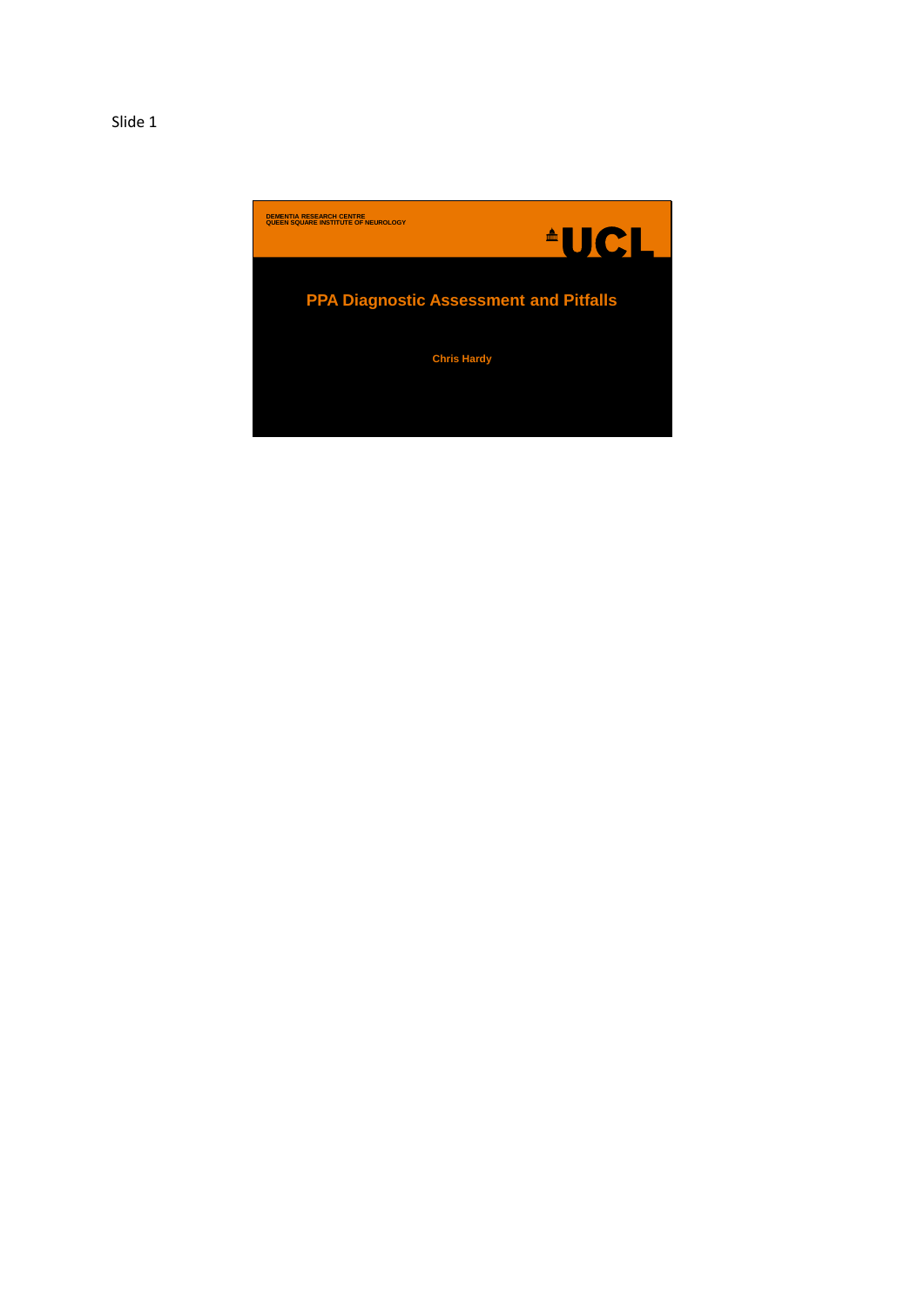Slide 1

DEMENTIA RESEARCH CENTRE
QUEEN SQUARE INSTITUTE OF NEUROLOGY

UCL

# PPA Diagnostic Assessment and Pitfalls

**Chris Hardy**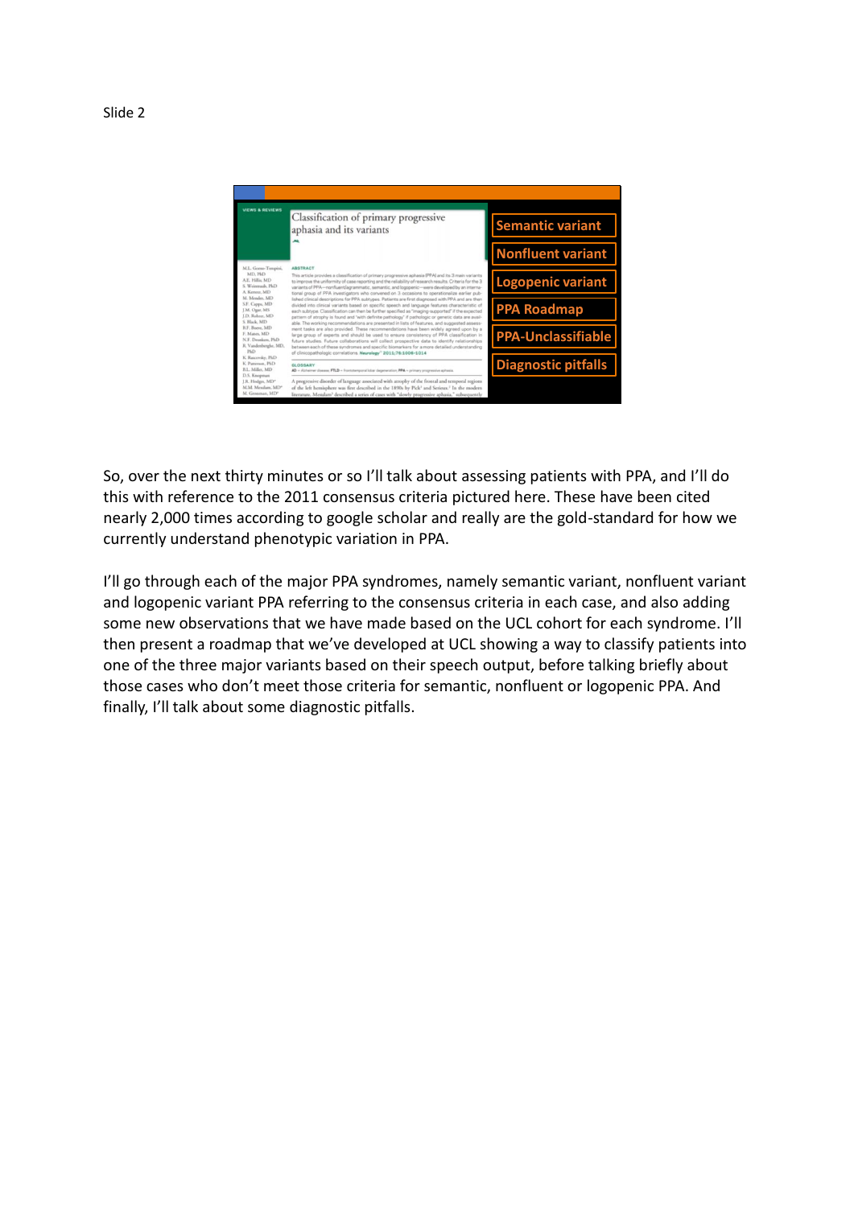Slide 2

So, over the next thirty minutes or so I'll talk about assessing patients with PPA, and I'll do this with reference to the 2011 consensus criteria pictured here. These have been cited nearly 2,000 times according to google scholar and really are the gold-standard for how we currently understand phenotypic variation in PPA.

I'll go through each of the major PPA syndromes, namely semantic variant, nonfluent variant and logopenic variant PPA referring to the consensus criteria in each case, and also adding some new observations that we have made based on the UCL cohort for each syndrome. I'll then present a roadmap that we've developed at UCL showing a way to classify patients into one of the three major variants based on their speech output, before talking briefly about those cases who don't meet those criteria for semantic, nonfluent or logopenic PPA. And finally, I'll talk about some diagnostic pitfalls.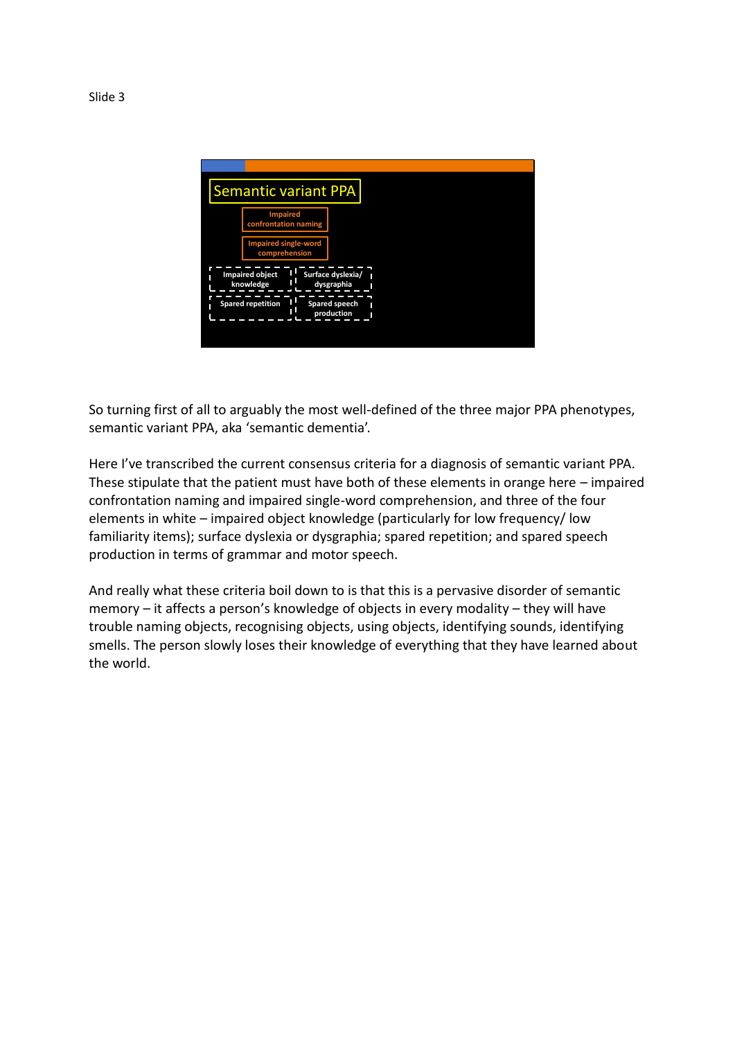Slide 3

Semantic variant PPA

Impaired confrontation naming

Impaired single-word comprehension

Impaired object knowledge | Surface dyslexia/ dysgraphia

Spared repetition | Spared speech production

So turning first of all to arguably the most well-defined of the three major PPA phenotypes, semantic variant PPA, aka 'semantic dementia'.

Here I've transcribed the current consensus criteria for a diagnosis of semantic variant PPA. These stipulate that the patient must have both of these elements in orange here – impaired confrontation naming and impaired single-word comprehension, and three of the four elements in white – impaired object knowledge (particularly for low frequency/ low familiarity items); surface dyslexia or dysgraphia; spared repetition; and spared speech production in terms of grammar and motor speech.

And really what these criteria boil down to is that this is a pervasive disorder of semantic memory – it affects a person's knowledge of objects in every modality – they will have trouble naming objects, recognising objects, using objects, identifying sounds, identifying smells. The person slowly loses their knowledge of everything that they have learned about the world.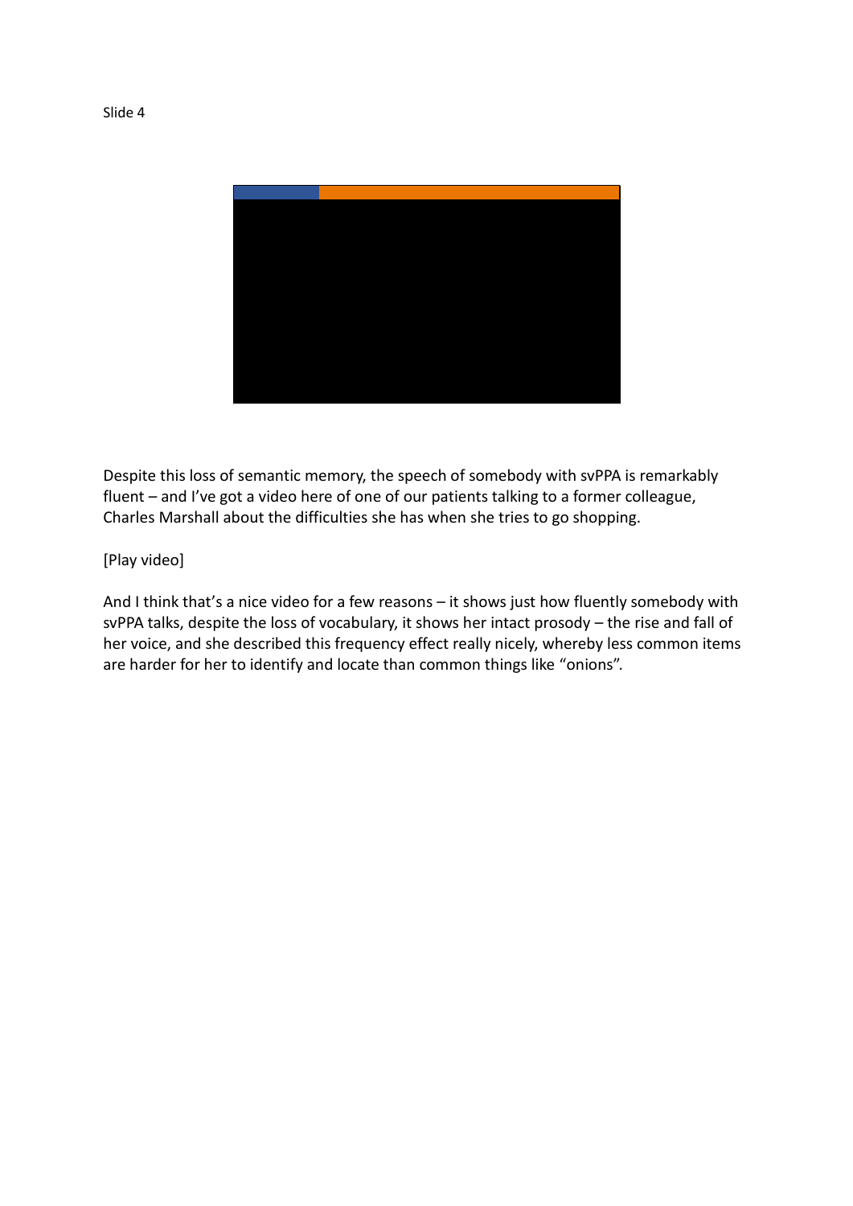Slide 4

Despite this loss of semantic memory, the speech of somebody with svPPA is remarkably fluent – and I've got a video here of one of our patients talking to a former colleague, Charles Marshall about the difficulties she has when she tries to go shopping.

[Play video]

And I think that's a nice video for a few reasons – it shows just how fluently somebody with svPPA talks, despite the loss of vocabulary, it shows her intact prosody – the rise and fall of her voice, and she described this frequency effect really nicely, whereby less common items are harder for her to identify and locate than common things like "onions".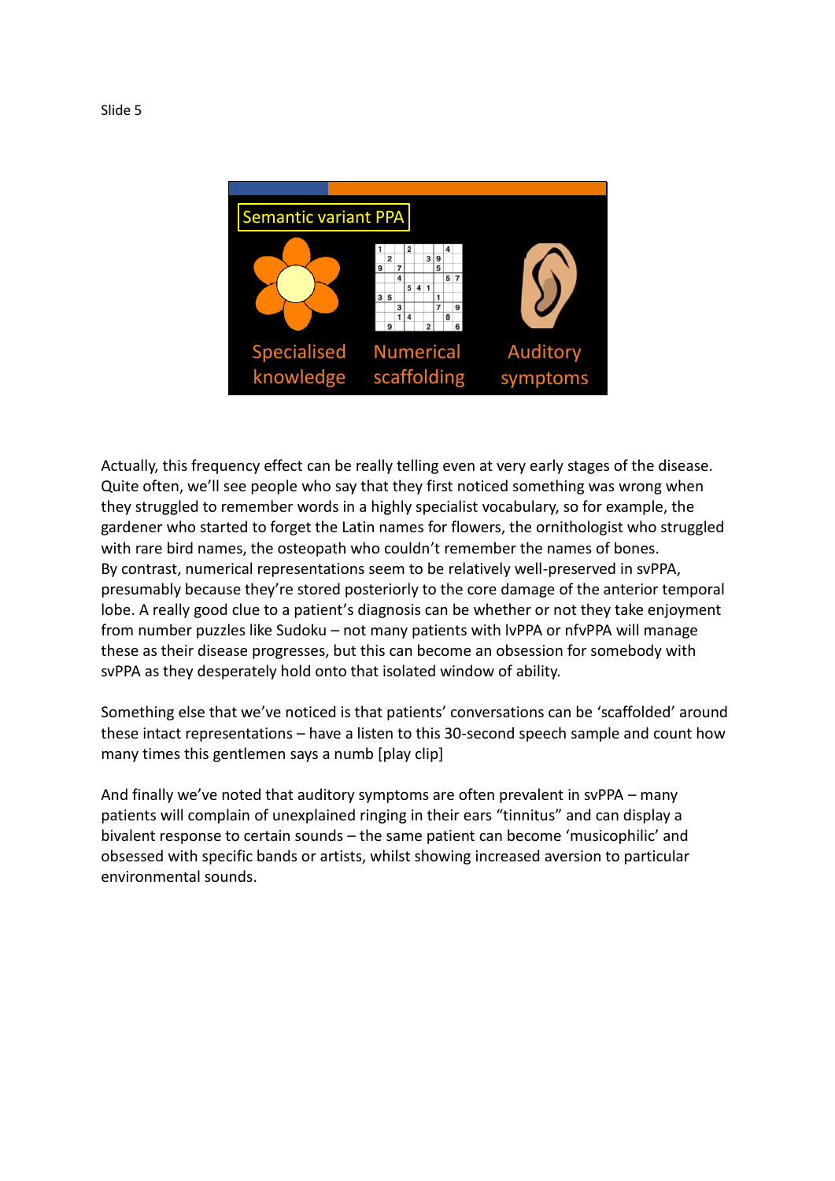Slide 5

Semantic variant PPA

Specialised knowledge

Numerical scaffolding

Auditory symptoms

Actually, this frequency effect can be really telling even at very early stages of the disease. Quite often, we'll see people who say that they first noticed something was wrong when they struggled to remember words in a highly specialist vocabulary, so for example, the gardener who started to forget the Latin names for flowers, the ornithologist who struggled with rare bird names, the osteopath who couldn't remember the names of bones.
By contrast, numerical representations seem to be relatively well-preserved in svPPA, presumably because they're stored posteriorly to the core damage of the anterior temporal lobe. A really good clue to a patient's diagnosis can be whether or not they take enjoyment from number puzzles like Sudoku – not many patients with lvPPA or nfvPPA will manage these as their disease progresses, but this can become an obsession for somebody with svPPA as they desperately hold onto that isolated window of ability.

Something else that we've noticed is that patients' conversations can be 'scaffolded' around these intact representations – have a listen to this 30-second speech sample and count how many times this gentlemen says a numb [play clip]

And finally we've noted that auditory symptoms are often prevalent in svPPA – many patients will complain of unexplained ringing in their ears "tinnitus" and can display a bivalent response to certain sounds – the same patient can become 'musicophilic' and obsessed with specific bands or artists, whilst showing increased aversion to particular environmental sounds.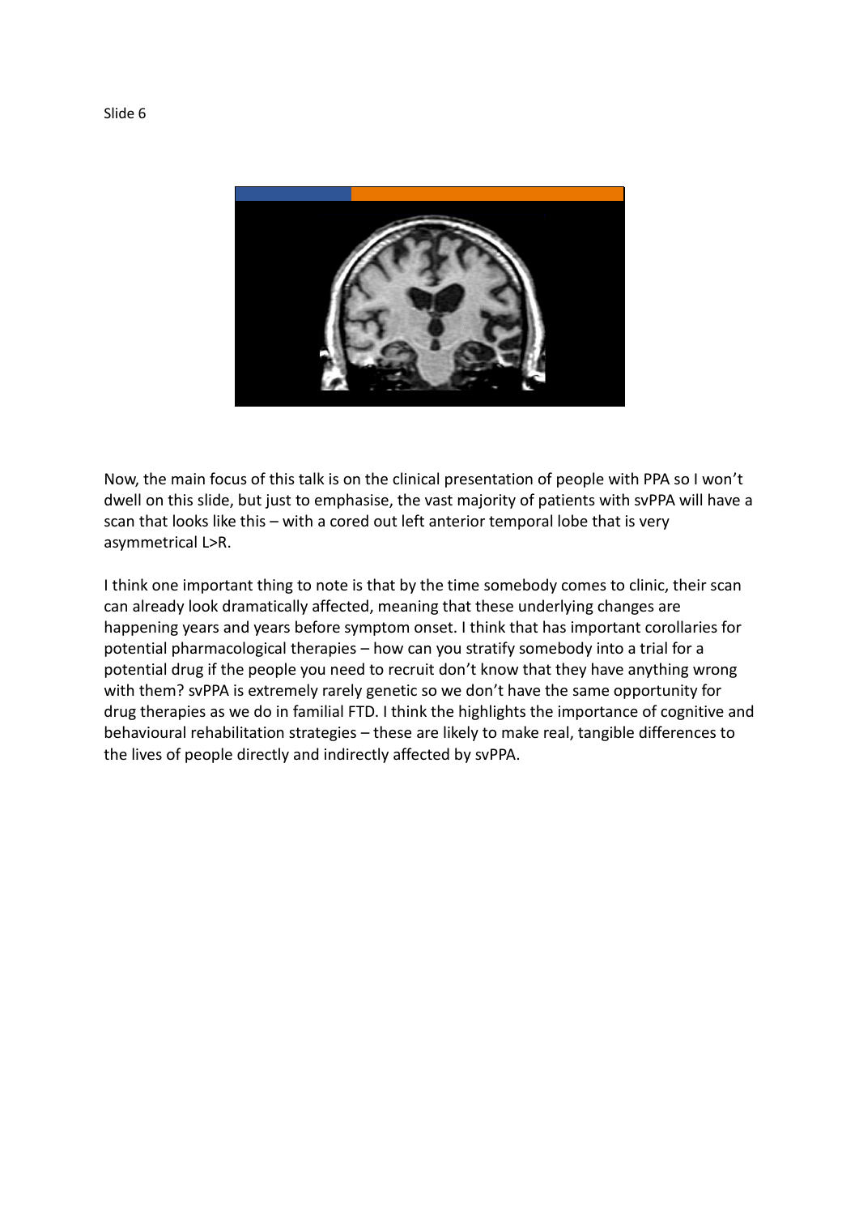Slide 6

Now, the main focus of this talk is on the clinical presentation of people with PPA so I won't dwell on this slide, but just to emphasise, the vast majority of patients with svPPA will have a scan that looks like this – with a cored out left anterior temporal lobe that is very asymmetrical L>R.

I think one important thing to note is that by the time somebody comes to clinic, their scan can already look dramatically affected, meaning that these underlying changes are happening years and years before symptom onset. I think that has important corollaries for potential pharmacological therapies – how can you stratify somebody into a trial for a potential drug if the people you need to recruit don't know that they have anything wrong with them? svPPA is extremely rarely genetic so we don't have the same opportunity for drug therapies as we do in familial FTD. I think the highlights the importance of cognitive and behavioural rehabilitation strategies – these are likely to make real, tangible differences to the lives of people directly and indirectly affected by svPPA.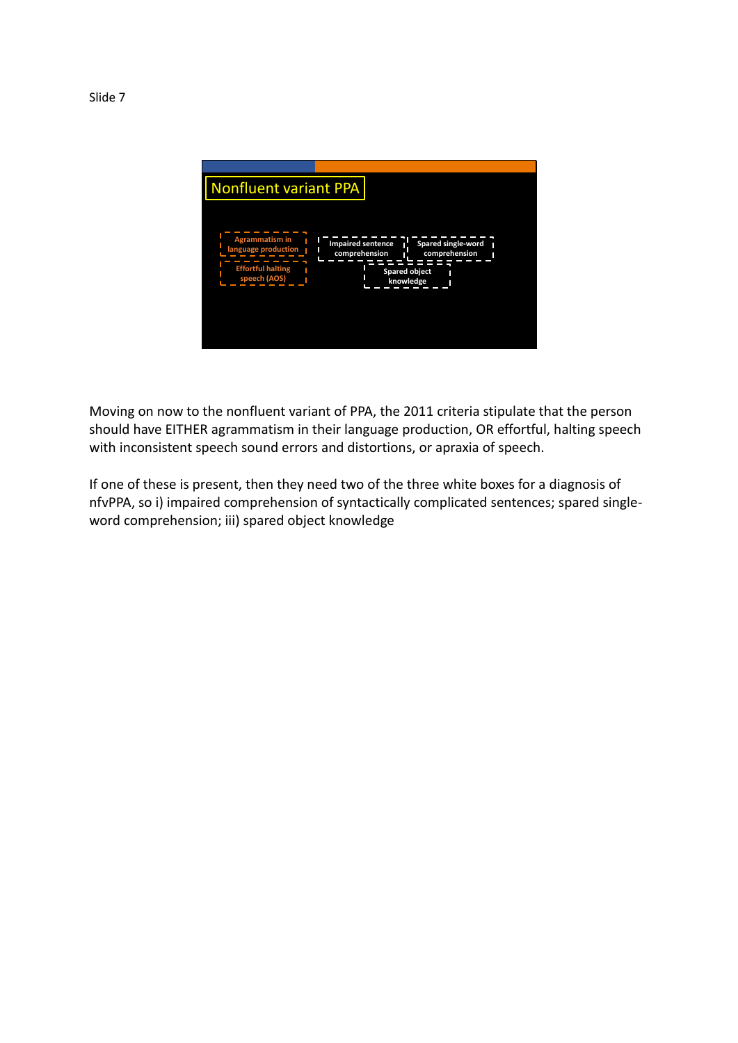Slide 7

Nonfluent variant PPA

Agrammatism in language production

Effortful halting speech (AOS)

Impaired sentence comprehension

Spared single-word comprehension

Spared object knowledge

Moving on now to the nonfluent variant of PPA, the 2011 criteria stipulate that the person should have EITHER agrammatism in their language production, OR effortful, halting speech with inconsistent speech sound errors and distortions, or apraxia of speech.

If one of these is present, then they need two of the three white boxes for a diagnosis of nfvPPA, so i) impaired comprehension of syntactically complicated sentences; spared single-word comprehension; iii) spared object knowledge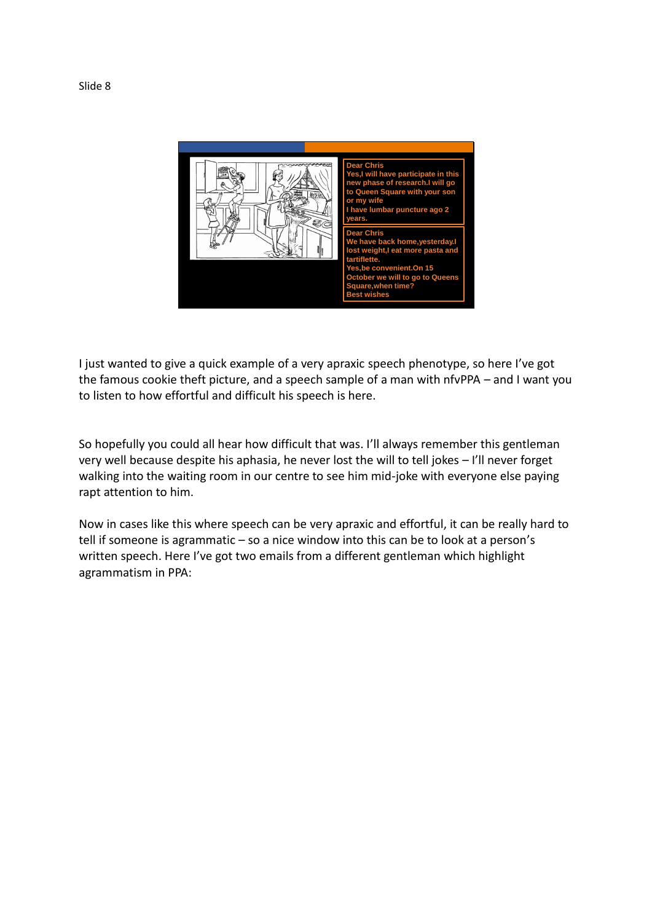Slide 8

Dear Chris
Yes,I will have participate in this new phase of research.I will go to Queen Square with your son or my wife
I have lumbar puncture ago 2 years.

Dear Chris
We have back home,yesterday.I lost weight,I eat more pasta and tartiflette.
Yes,be convenient.On 15 October we will to go to Queens Square,when time?
Best wishes

I just wanted to give a quick example of a very apraxic speech phenotype, so here I've got the famous cookie theft picture, and a speech sample of a man with nfvPPA – and I want you to listen to how effortful and difficult his speech is here.

So hopefully you could all hear how difficult that was. I'll always remember this gentleman very well because despite his aphasia, he never lost the will to tell jokes – I'll never forget walking into the waiting room in our centre to see him mid-joke with everyone else paying rapt attention to him.

Now in cases like this where speech can be very apraxic and effortful, it can be really hard to tell if someone is agrammatic – so a nice window into this can be to look at a person's written speech. Here I've got two emails from a different gentleman which highlight agrammatism in PPA: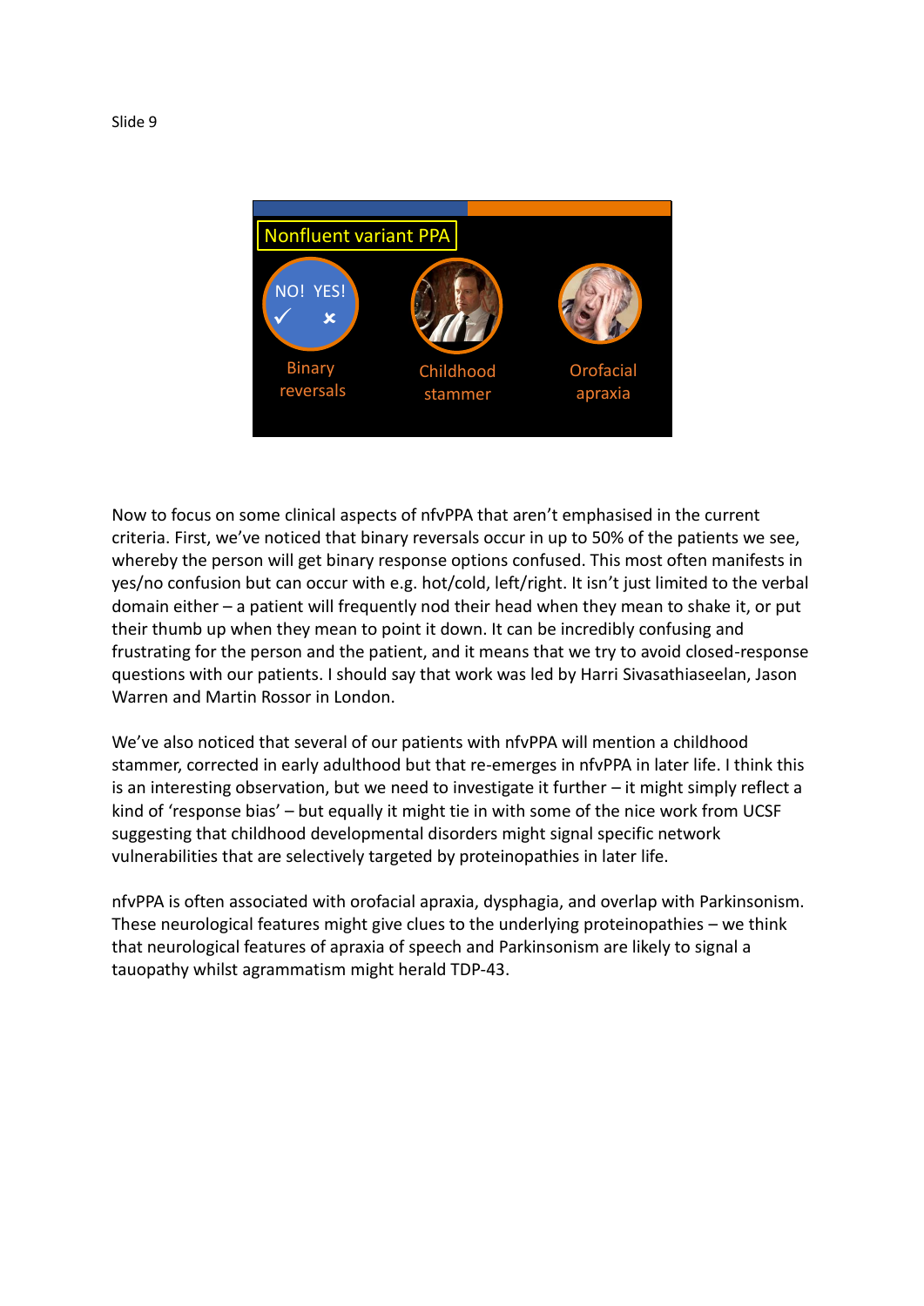Slide 9

Nonfluent variant PPA

NO! YES!

Binary reversals

Childhood stammer

Orofacial apraxia

Now to focus on some clinical aspects of nfvPPA that aren't emphasised in the current criteria. First, we've noticed that binary reversals occur in up to 50% of the patients we see, whereby the person will get binary response options confused. This most often manifests in yes/no confusion but can occur with e.g. hot/cold, left/right. It isn't just limited to the verbal domain either – a patient will frequently nod their head when they mean to shake it, or put their thumb up when they mean to point it down. It can be incredibly confusing and frustrating for the person and the patient, and it means that we try to avoid closed-response questions with our patients. I should say that work was led by Harri Sivasathiaseelan, Jason Warren and Martin Rossor in London.

We've also noticed that several of our patients with nfvPPA will mention a childhood stammer, corrected in early adulthood but that re-emerges in nfvPPA in later life. I think this is an interesting observation, but we need to investigate it further – it might simply reflect a kind of 'response bias' – but equally it might tie in with some of the nice work from UCSF suggesting that childhood developmental disorders might signal specific network vulnerabilities that are selectively targeted by proteinopathies in later life.

nfvPPA is often associated with orofacial apraxia, dysphagia, and overlap with Parkinsonism. These neurological features might give clues to the underlying proteinopathies – we think that neurological features of apraxia of speech and Parkinsonism are likely to signal a tauopathy whilst agrammatism might herald TDP-43.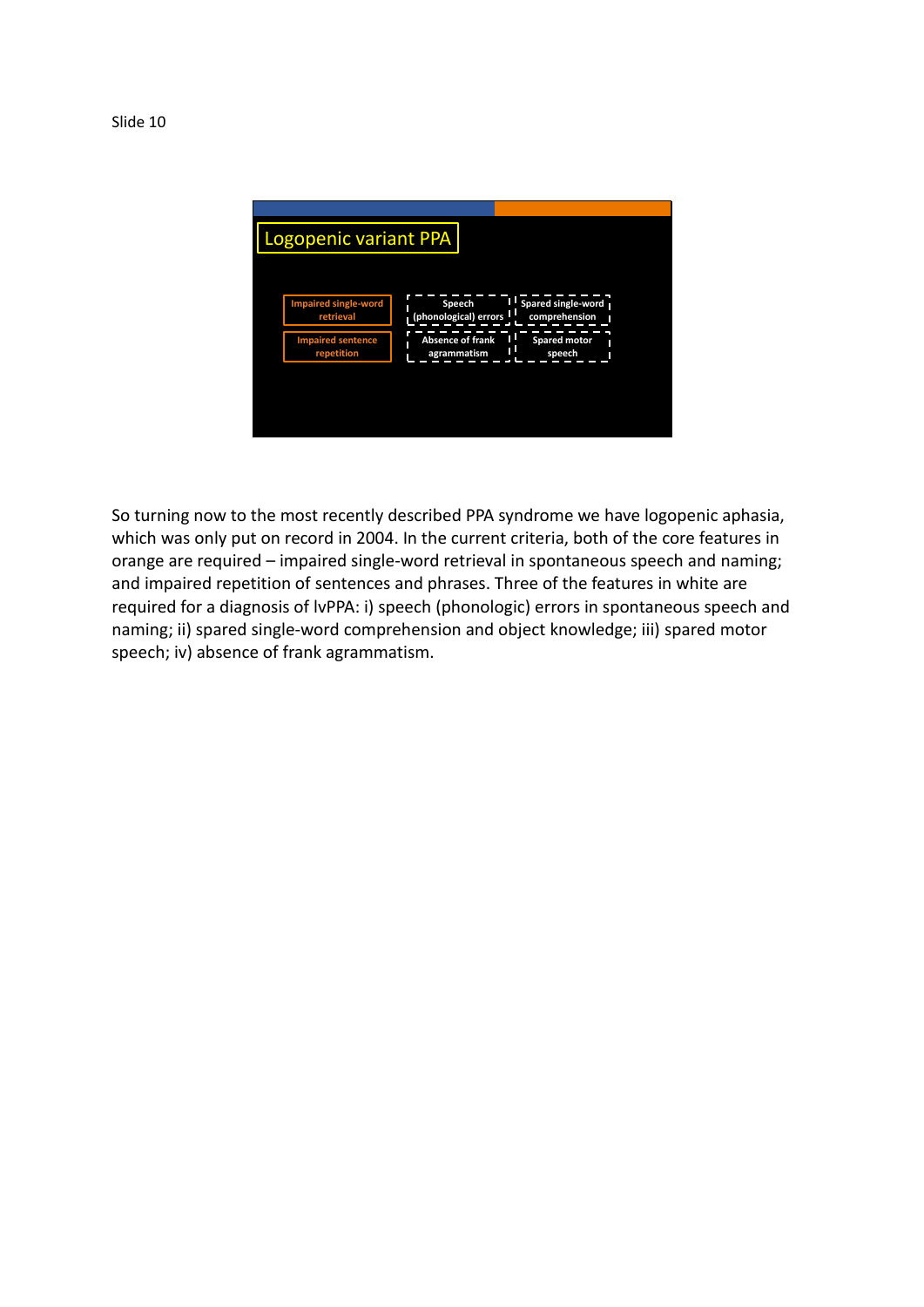Slide 10

## Logopenic variant PPA

Impaired single-word retrieval

Impaired sentence repetition

Speech (phonological) errors

Spared single-word comprehension

Absence of frank agrammatism

Spared motor speech

So turning now to the most recently described PPA syndrome we have logopenic aphasia, which was only put on record in 2004. In the current criteria, both of the core features in orange are required – impaired single-word retrieval in spontaneous speech and naming; and impaired repetition of sentences and phrases. Three of the features in white are required for a diagnosis of lvPPA: i) speech (phonologic) errors in spontaneous speech and naming; ii) spared single-word comprehension and object knowledge; iii) spared motor speech; iv) absence of frank agrammatism.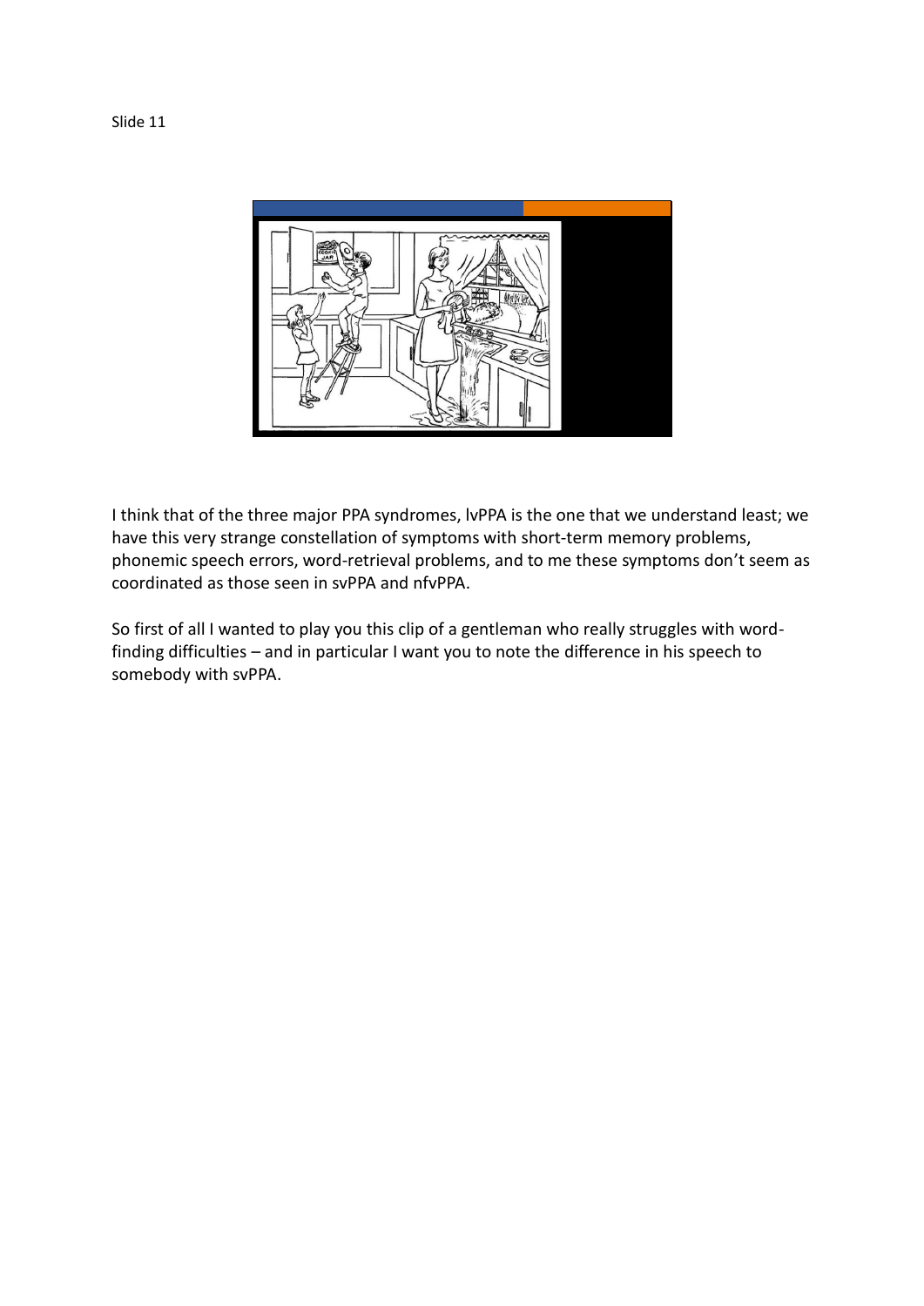Slide 11

I think that of the three major PPA syndromes, lvPPA is the one that we understand least; we have this very strange constellation of symptoms with short-term memory problems, phonemic speech errors, word-retrieval problems, and to me these symptoms don't seem as coordinated as those seen in svPPA and nfvPPA.

So first of all I wanted to play you this clip of a gentleman who really struggles with word-finding difficulties – and in particular I want you to note the difference in his speech to somebody with svPPA.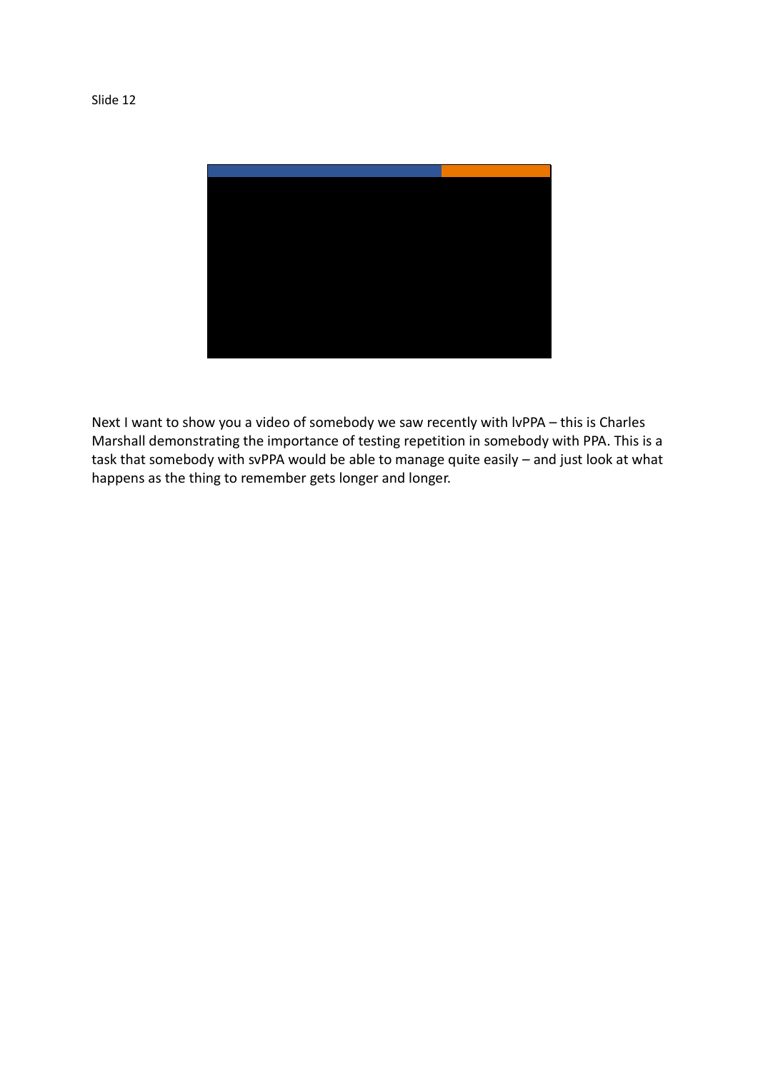Slide 12

Next I want to show you a video of somebody we saw recently with lvPPA – this is Charles Marshall demonstrating the importance of testing repetition in somebody with PPA. This is a task that somebody with svPPA would be able to manage quite easily – and just look at what happens as the thing to remember gets longer and longer.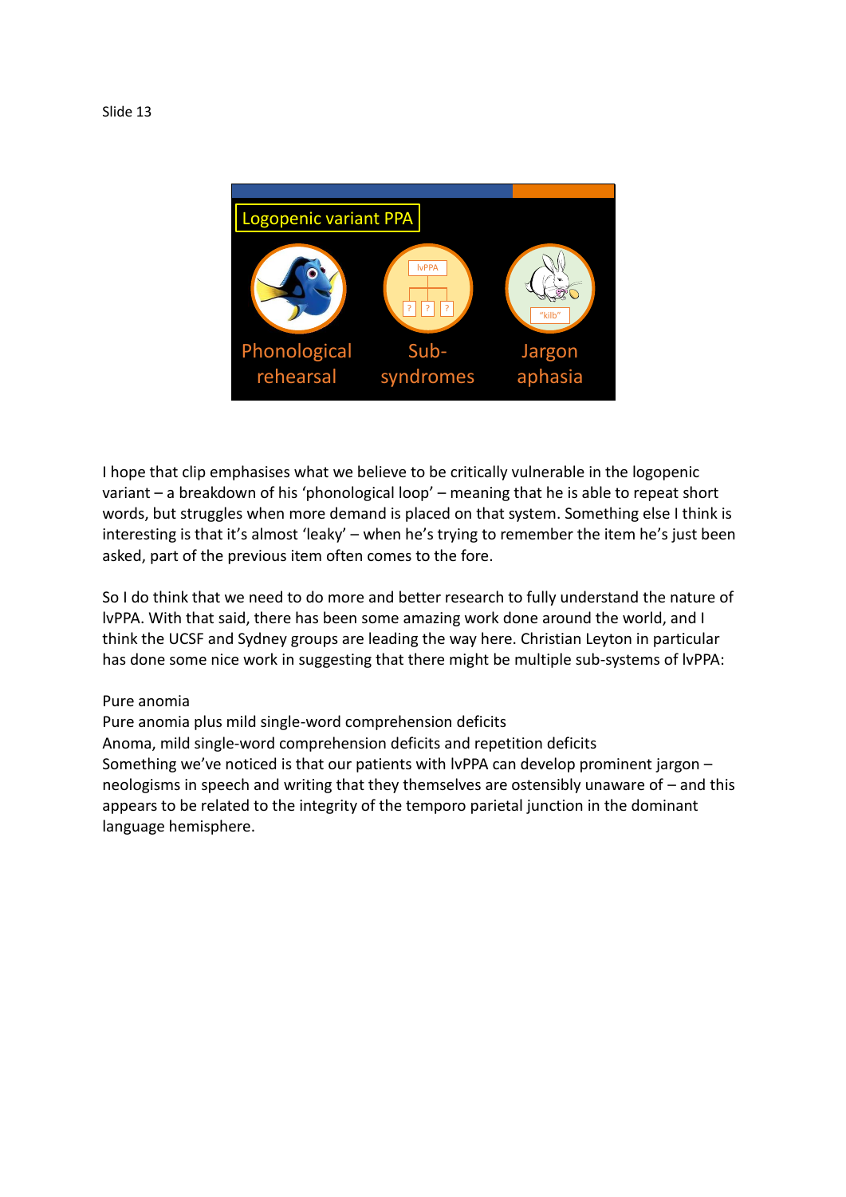Slide 13

Logopenic variant PPA

Phonological rehearsal | Sub-syndromes | Jargon aphasia

I hope that clip emphasises what we believe to be critically vulnerable in the logopenic variant – a breakdown of his 'phonological loop' – meaning that he is able to repeat short words, but struggles when more demand is placed on that system. Something else I think is interesting is that it's almost 'leaky' – when he's trying to remember the item he's just been asked, part of the previous item often comes to the fore.

So I do think that we need to do more and better research to fully understand the nature of lvPPA. With that said, there has been some amazing work done around the world, and I think the UCSF and Sydney groups are leading the way here. Christian Leyton in particular has done some nice work in suggesting that there might be multiple sub-systems of lvPPA:

Pure anomia
Pure anomia plus mild single-word comprehension deficits
Anoma, mild single-word comprehension deficits and repetition deficits
Something we've noticed is that our patients with lvPPA can develop prominent jargon – neologisms in speech and writing that they themselves are ostensibly unaware of – and this appears to be related to the integrity of the temporo parietal junction in the dominant language hemisphere.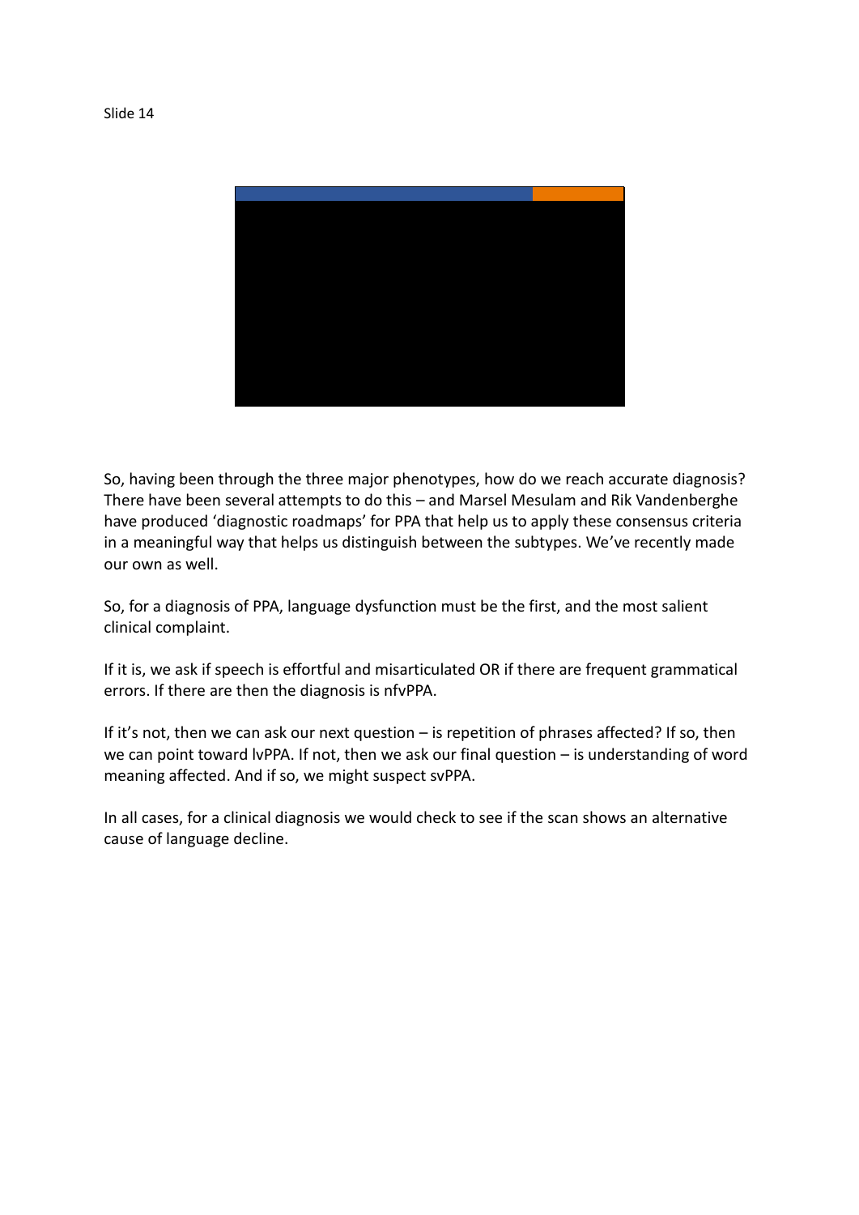Slide 14

So, having been through the three major phenotypes, how do we reach accurate diagnosis? There have been several attempts to do this – and Marsel Mesulam and Rik Vandenberghe have produced 'diagnostic roadmaps' for PPA that help us to apply these consensus criteria in a meaningful way that helps us distinguish between the subtypes. We've recently made our own as well.

So, for a diagnosis of PPA, language dysfunction must be the first, and the most salient clinical complaint.

If it is, we ask if speech is effortful and misarticulated OR if there are frequent grammatical errors. If there are then the diagnosis is nfvPPA.

If it's not, then we can ask our next question – is repetition of phrases affected? If so, then we can point toward lvPPA. If not, then we ask our final question – is understanding of word meaning affected. And if so, we might suspect svPPA.

In all cases, for a clinical diagnosis we would check to see if the scan shows an alternative cause of language decline.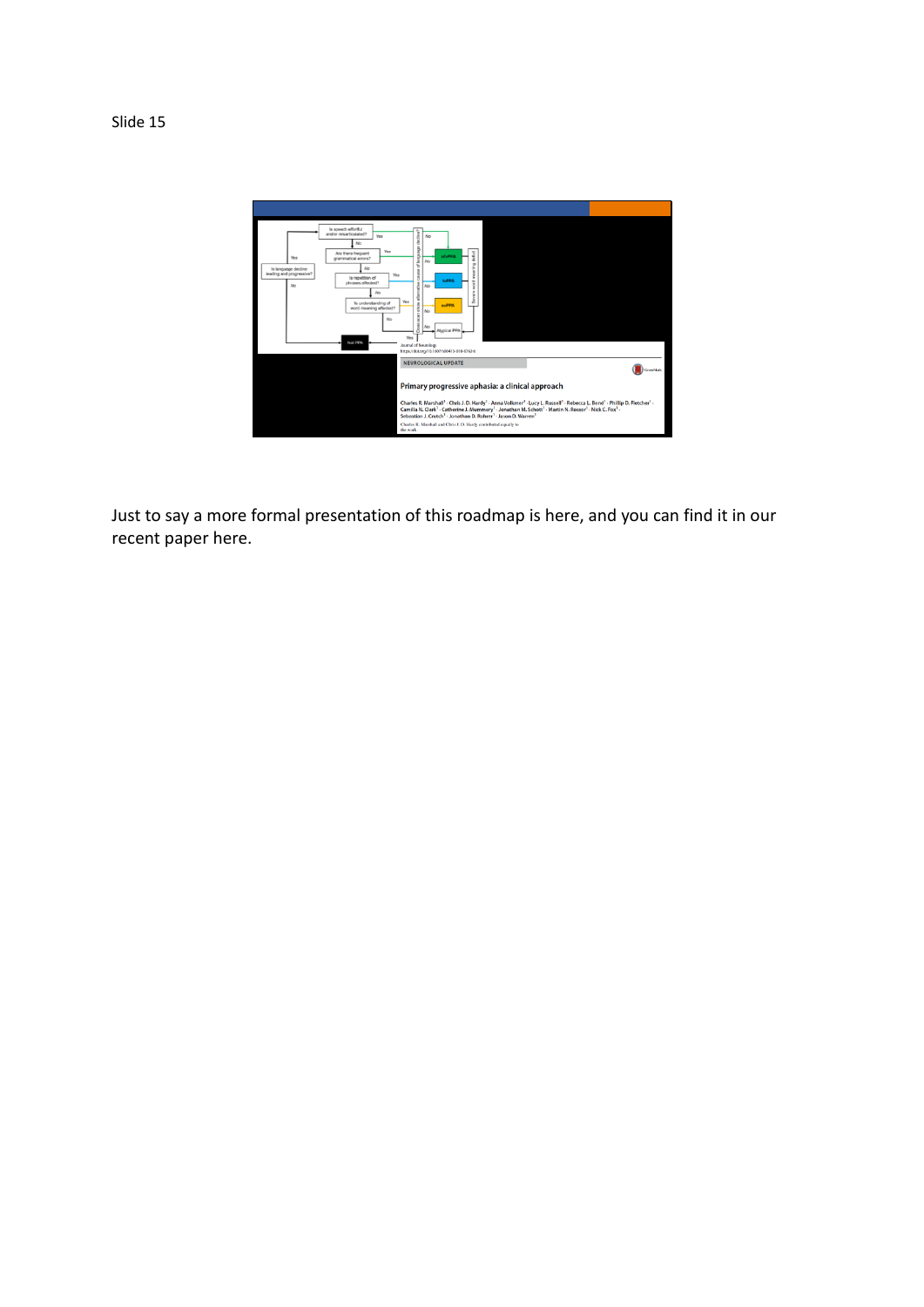Slide 15

Just to say a more formal presentation of this roadmap is here, and you can find it in our recent paper here.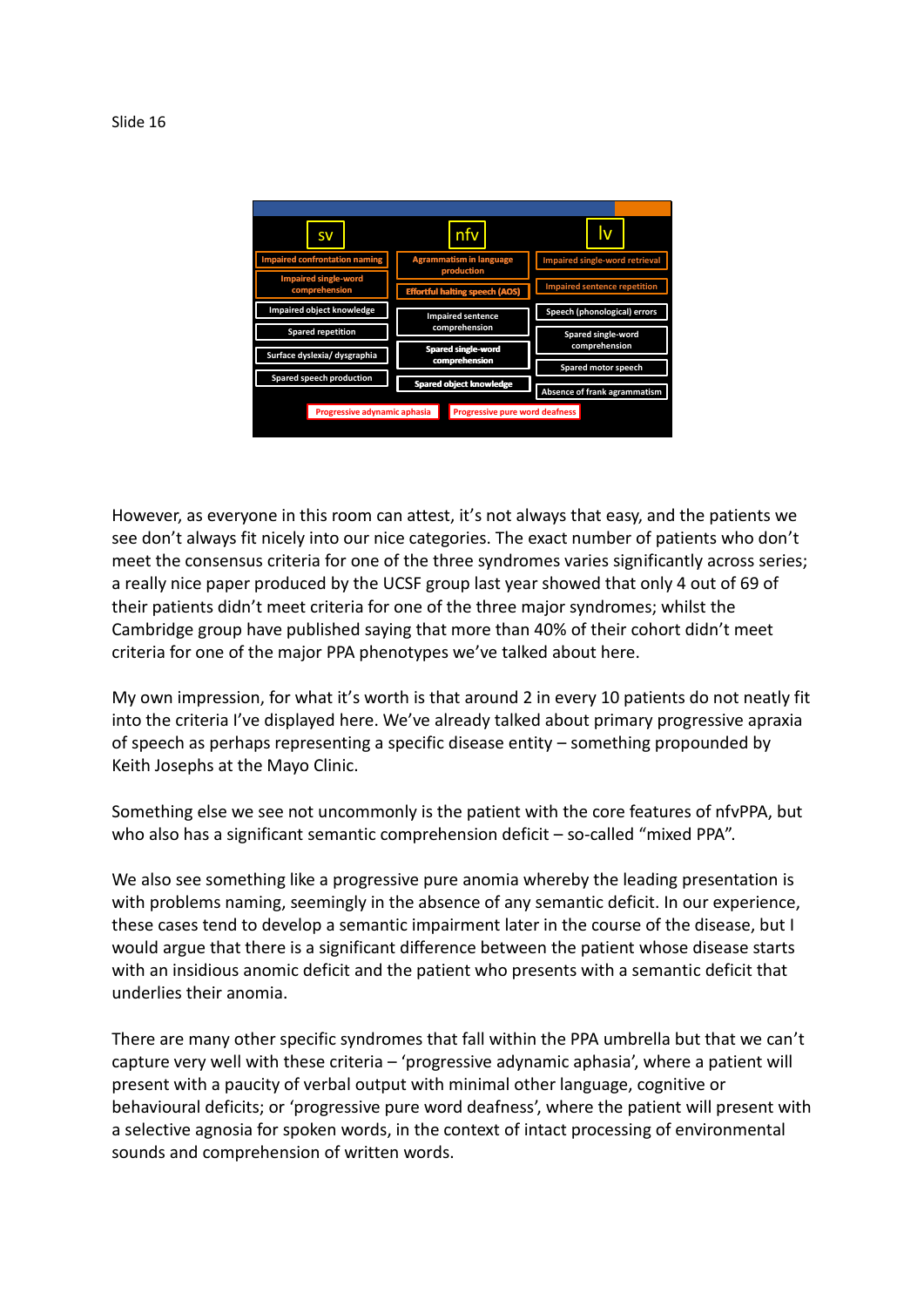Slide 16

| sv | nfv | lv |
| --- | --- | --- |
| Impaired confrontation naming | Agrammatism in language production | Impaired single-word retrieval |
| Impaired single-word comprehension | Effortful halting speech (AOS) | Impaired sentence repetition |
| Impaired object knowledge | Impaired sentence comprehension | Speech (phonological) errors |
| Spared repetition | Spared single-word comprehension | Spared single-word comprehension |
| Surface dyslexia/ dysgraphia | Spared object knowledge | Spared motor speech |
| Spared speech production | | Absence of frank agrammatism |

Progressive adynamic aphasia | Progressive pure word deafness

However, as everyone in this room can attest, it's not always that easy, and the patients we see don't always fit nicely into our nice categories. The exact number of patients who don't meet the consensus criteria for one of the three syndromes varies significantly across series; a really nice paper produced by the UCSF group last year showed that only 4 out of 69 of their patients didn't meet criteria for one of the three major syndromes; whilst the Cambridge group have published saying that more than 40% of their cohort didn't meet criteria for one of the major PPA phenotypes we've talked about here.

My own impression, for what it's worth is that around 2 in every 10 patients do not neatly fit into the criteria I've displayed here. We've already talked about primary progressive apraxia of speech as perhaps representing a specific disease entity – something propounded by Keith Josephs at the Mayo Clinic.

Something else we see not uncommonly is the patient with the core features of nfvPPA, but who also has a significant semantic comprehension deficit – so-called "mixed PPA".

We also see something like a progressive pure anomia whereby the leading presentation is with problems naming, seemingly in the absence of any semantic deficit. In our experience, these cases tend to develop a semantic impairment later in the course of the disease, but I would argue that there is a significant difference between the patient whose disease starts with an insidious anomic deficit and the patient who presents with a semantic deficit that underlies their anomia.

There are many other specific syndromes that fall within the PPA umbrella but that we can't capture very well with these criteria – 'progressive adynamic aphasia', where a patient will present with a paucity of verbal output with minimal other language, cognitive or behavioural deficits; or 'progressive pure word deafness', where the patient will present with a selective agnosia for spoken words, in the context of intact processing of environmental sounds and comprehension of written words.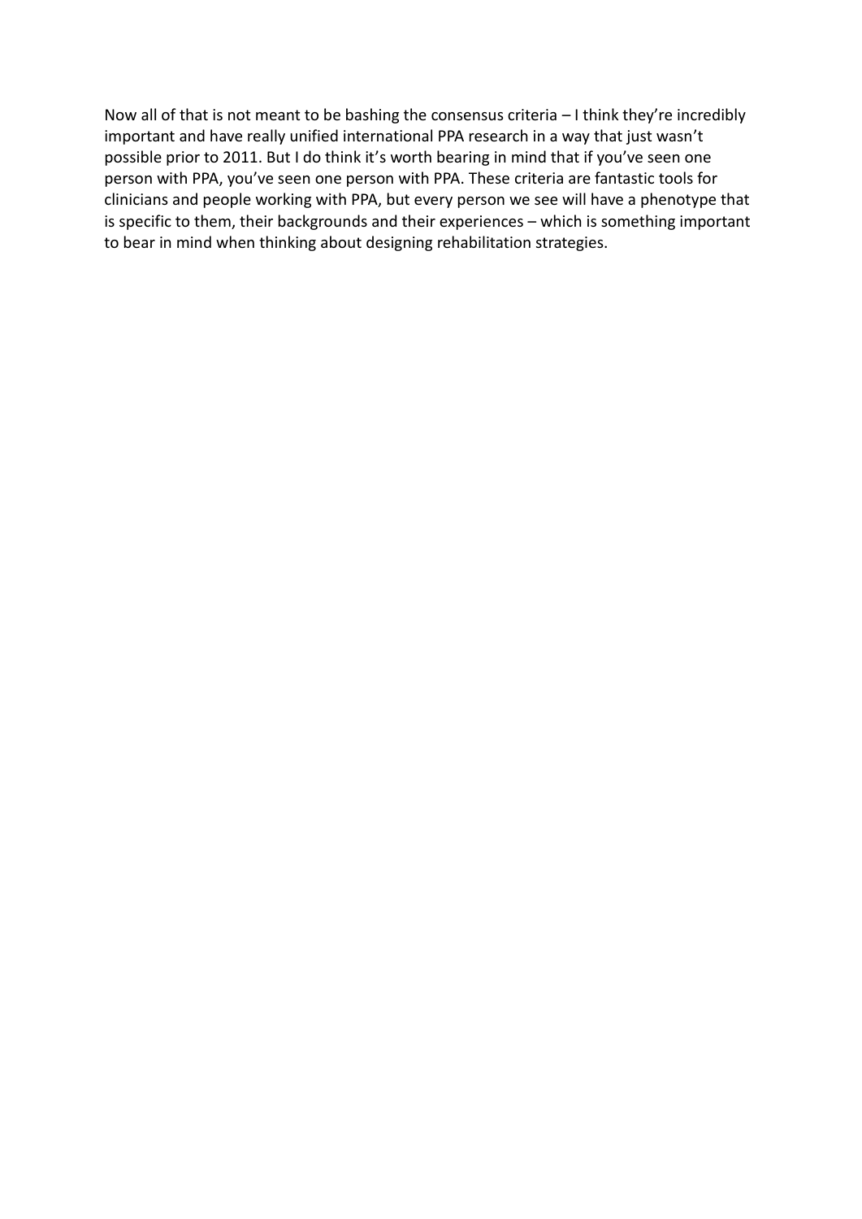Now all of that is not meant to be bashing the consensus criteria – I think they're incredibly important and have really unified international PPA research in a way that just wasn't possible prior to 2011. But I do think it's worth bearing in mind that if you've seen one person with PPA, you've seen one person with PPA. These criteria are fantastic tools for clinicians and people working with PPA, but every person we see will have a phenotype that is specific to them, their backgrounds and their experiences – which is something important to bear in mind when thinking about designing rehabilitation strategies.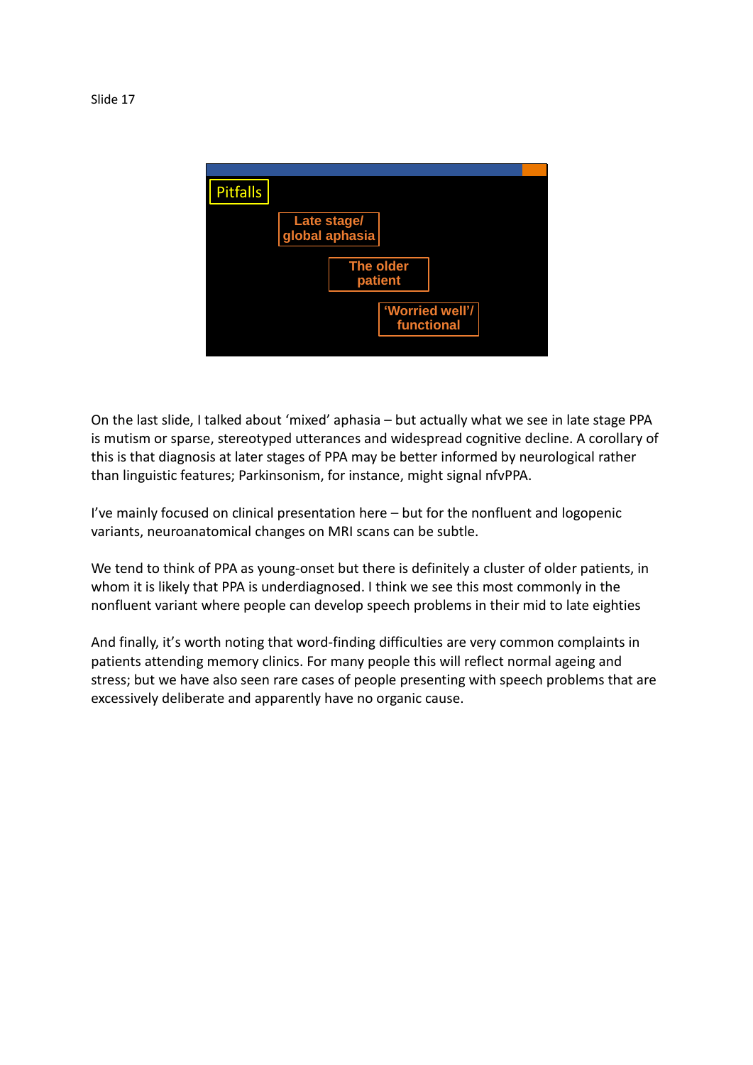Slide 17

Pitfalls

Late stage/ global aphasia

The older patient

'Worried well'/ functional

On the last slide, I talked about 'mixed' aphasia – but actually what we see in late stage PPA is mutism or sparse, stereotyped utterances and widespread cognitive decline. A corollary of this is that diagnosis at later stages of PPA may be better informed by neurological rather than linguistic features; Parkinsonism, for instance, might signal nfvPPA.

I've mainly focused on clinical presentation here – but for the nonfluent and logopenic variants, neuroanatomical changes on MRI scans can be subtle.

We tend to think of PPA as young-onset but there is definitely a cluster of older patients, in whom it is likely that PPA is underdiagnosed. I think we see this most commonly in the nonfluent variant where people can develop speech problems in their mid to late eighties

And finally, it's worth noting that word-finding difficulties are very common complaints in patients attending memory clinics. For many people this will reflect normal ageing and stress; but we have also seen rare cases of people presenting with speech problems that are excessively deliberate and apparently have no organic cause.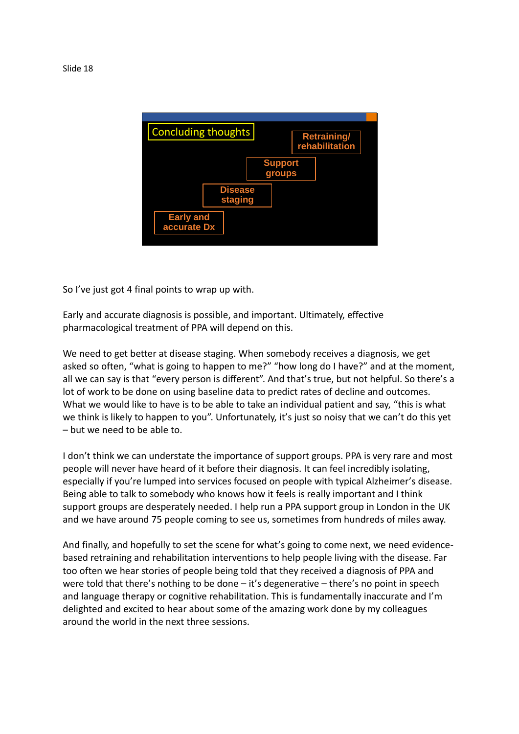Slide 18

Concluding thoughts

- Early and accurate Dx
- Disease staging
- Support groups
- Retraining/ rehabilitation

So I've just got 4 final points to wrap up with.

Early and accurate diagnosis is possible, and important. Ultimately, effective pharmacological treatment of PPA will depend on this.

We need to get better at disease staging. When somebody receives a diagnosis, we get asked so often, "what is going to happen to me?" "how long do I have?" and at the moment, all we can say is that "every person is different". And that's true, but not helpful. So there's a lot of work to be done on using baseline data to predict rates of decline and outcomes. What we would like to have is to be able to take an individual patient and say, "this is what we think is likely to happen to you". Unfortunately, it's just so noisy that we can't do this yet – but we need to be able to.

I don't think we can understate the importance of support groups. PPA is very rare and most people will never have heard of it before their diagnosis. It can feel incredibly isolating, especially if you're lumped into services focused on people with typical Alzheimer's disease. Being able to talk to somebody who knows how it feels is really important and I think support groups are desperately needed. I help run a PPA support group in London in the UK and we have around 75 people coming to see us, sometimes from hundreds of miles away.

And finally, and hopefully to set the scene for what's going to come next, we need evidence-based retraining and rehabilitation interventions to help people living with the disease. Far too often we hear stories of people being told that they received a diagnosis of PPA and were told that there's nothing to be done – it's degenerative – there's no point in speech and language therapy or cognitive rehabilitation. This is fundamentally inaccurate and I'm delighted and excited to hear about some of the amazing work done by my colleagues around the world in the next three sessions.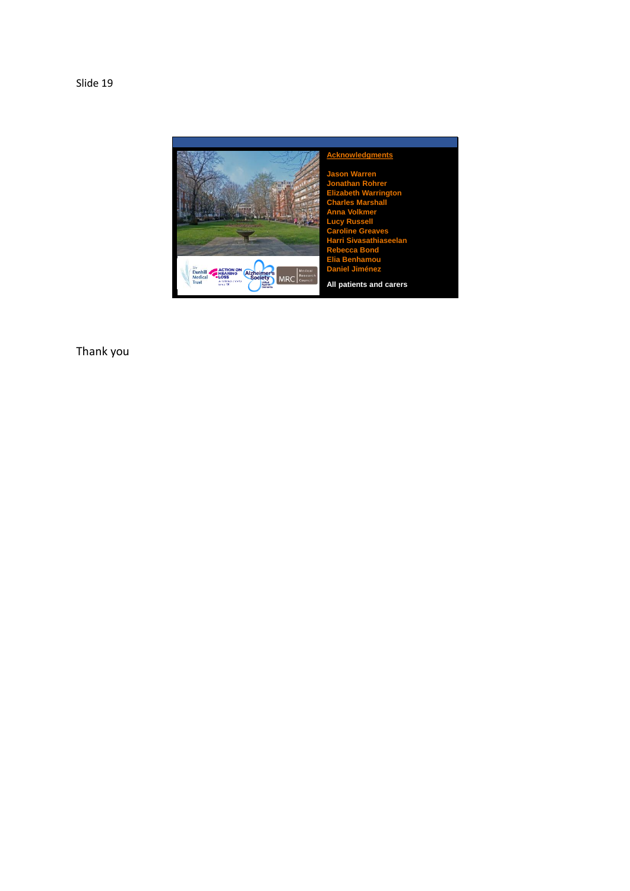Slide 19

**Acknowledgments**

Jason Warren
Jonathan Rohrer
Elizabeth Warrington
Charles Marshall
Anna Volkmer
Lucy Russell
Caroline Greaves
Harri Sivasathiaseelan
Rebecca Bond
Elia Benhamou
Daniel Jiménez

All patients and carers

Thank you